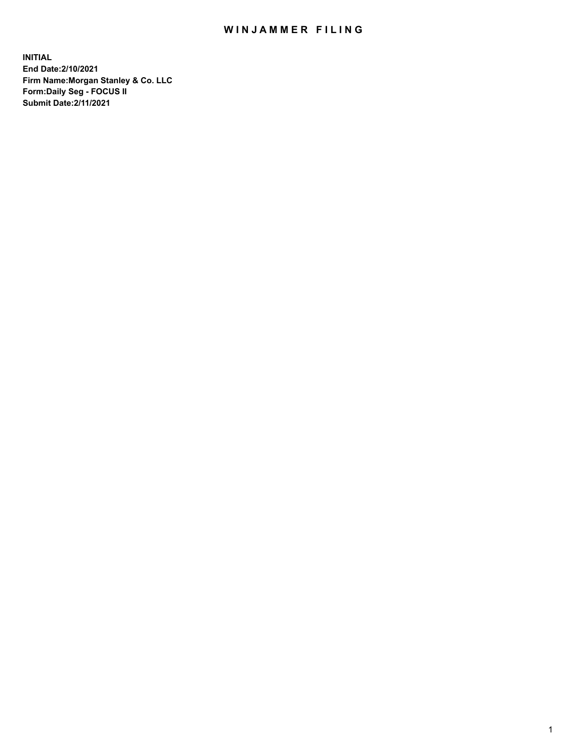# WINJAMMER FILING

**INITIAL**
**End Date:2/10/2021**
**Firm Name:Morgan Stanley & Co. LLC**
**Form:Daily Seg - FOCUS II**
**Submit Date:2/11/2021**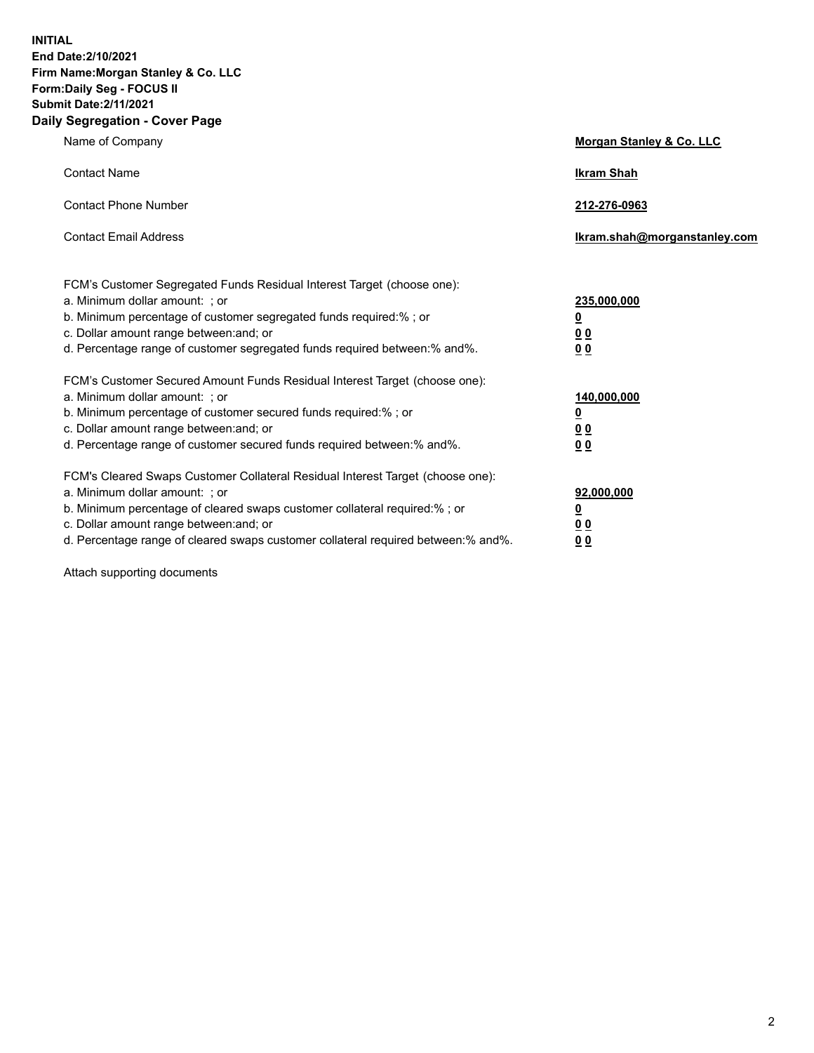**INITIAL**
**End Date:2/10/2021**
**Firm Name:Morgan Stanley & Co. LLC**
**Form:Daily Seg - FOCUS II**
**Submit Date:2/11/2021**

## Daily Segregation - Cover Page

| | |
|---|---|
| Name of Company | **Morgan Stanley & Co. LLC** |
| Contact Name | **Ikram Shah** |
| Contact Phone Number | **212-276-0963** |
| Contact Email Address | **Ikram.shah@morganstanley.com** |

| | |
|---|---|
| FCM's Customer Segregated Funds Residual Interest Target (choose one): | |
| a. Minimum dollar amount: ; or | **235,000,000** |
| b. Minimum percentage of customer segregated funds required:% ; or | **0** |
| c. Dollar amount range between:and; or | **0 0** |
| d. Percentage range of customer segregated funds required between:% and%. | **0 0** |
| FCM's Customer Secured Amount Funds Residual Interest Target (choose one): | |
| a. Minimum dollar amount: ; or | **140,000,000** |
| b. Minimum percentage of customer secured funds required:% ; or | **0** |
| c. Dollar amount range between:and; or | **0 0** |
| d. Percentage range of customer secured funds required between:% and%. | **0 0** |
| FCM's Cleared Swaps Customer Collateral Residual Interest Target (choose one): | |
| a. Minimum dollar amount: ; or | **92,000,000** |
| b. Minimum percentage of cleared swaps customer collateral required:% ; or | **0** |
| c. Dollar amount range between:and; or | **0 0** |
| d. Percentage range of cleared swaps customer collateral required between:% and%. | **0 0** |

Attach supporting documents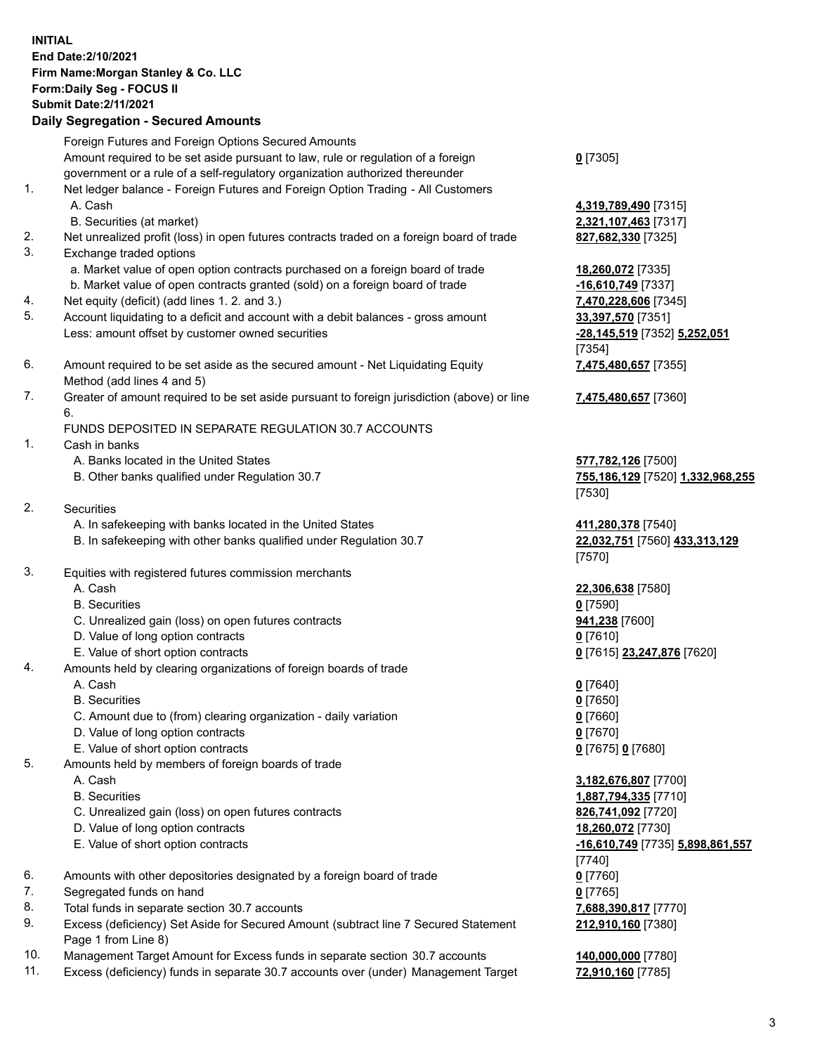**INITIAL**
**End Date:2/10/2021**
**Firm Name:Morgan Stanley & Co. LLC**
**Form:Daily Seg - FOCUS II**
**Submit Date:2/11/2021**

## Daily Segregation - Secured Amounts

| | | |
|---|---|---|
| | Foreign Futures and Foreign Options Secured Amounts | |
| | Amount required to be set aside pursuant to law, rule or regulation of a foreign government or a rule of a self-regulatory organization authorized thereunder | **0** [7305] |
| 1. | Net ledger balance - Foreign Futures and Foreign Option Trading - All Customers | |
| | A. Cash | **4,319,789,490** [7315] |
| | B. Securities (at market) | **2,321,107,463** [7317] |
| 2. | Net unrealized profit (loss) in open futures contracts traded on a foreign board of trade | **827,682,330** [7325] |
| 3. | Exchange traded options | |
| | a. Market value of open option contracts purchased on a foreign board of trade | **18,260,072** [7335] |
| | b. Market value of open contracts granted (sold) on a foreign board of trade | **-16,610,749** [7337] |
| 4. | Net equity (deficit) (add lines 1. 2. and 3.) | **7,470,228,606** [7345] |
| 5. | Account liquidating to a deficit and account with a debit balances - gross amount | **33,397,570** [7351] |
| | Less: amount offset by customer owned securities | **-28,145,519** [7352] **5,252,051** [7354] |
| 6. | Amount required to be set aside as the secured amount - Net Liquidating Equity Method (add lines 4 and 5) | **7,475,480,657** [7355] |
| 7. | Greater of amount required to be set aside pursuant to foreign jurisdiction (above) or line 6. | **7,475,480,657** [7360] |
| | FUNDS DEPOSITED IN SEPARATE REGULATION 30.7 ACCOUNTS | |
| 1. | Cash in banks | |
| | A. Banks located in the United States | **577,782,126** [7500] |
| | B. Other banks qualified under Regulation 30.7 | **755,186,129** [7520] **1,332,968,255** [7530] |
| 2. | Securities | |
| | A. In safekeeping with banks located in the United States | **411,280,378** [7540] |
| | B. In safekeeping with other banks qualified under Regulation 30.7 | **22,032,751** [7560] **433,313,129** [7570] |
| 3. | Equities with registered futures commission merchants | |
| | A. Cash | **22,306,638** [7580] |
| | B. Securities | **0** [7590] |
| | C. Unrealized gain (loss) on open futures contracts | **941,238** [7600] |
| | D. Value of long option contracts | **0** [7610] |
| | E. Value of short option contracts | **0** [7615] **23,247,876** [7620] |
| 4. | Amounts held by clearing organizations of foreign boards of trade | |
| | A. Cash | **0** [7640] |
| | B. Securities | **0** [7650] |
| | C. Amount due to (from) clearing organization - daily variation | **0** [7660] |
| | D. Value of long option contracts | **0** [7670] |
| | E. Value of short option contracts | **0** [7675] **0** [7680] |
| 5. | Amounts held by members of foreign boards of trade | |
| | A. Cash | **3,182,676,807** [7700] |
| | B. Securities | **1,887,794,335** [7710] |
| | C. Unrealized gain (loss) on open futures contracts | **826,741,092** [7720] |
| | D. Value of long option contracts | **18,260,072** [7730] |
| | E. Value of short option contracts | **-16,610,749** [7735] **5,898,861,557** [7740] |
| 6. | Amounts with other depositories designated by a foreign board of trade | **0** [7760] |
| 7. | Segregated funds on hand | **0** [7765] |
| 8. | Total funds in separate section 30.7 accounts | **7,688,390,817** [7770] |
| 9. | Excess (deficiency) Set Aside for Secured Amount (subtract line 7 Secured Statement Page 1 from Line 8) | **212,910,160** [7380] |
| 10. | Management Target Amount for Excess funds in separate section 30.7 accounts | **140,000,000** [7780] |
| 11. | Excess (deficiency) funds in separate 30.7 accounts over (under) Management Target | **72,910,160** [7785] |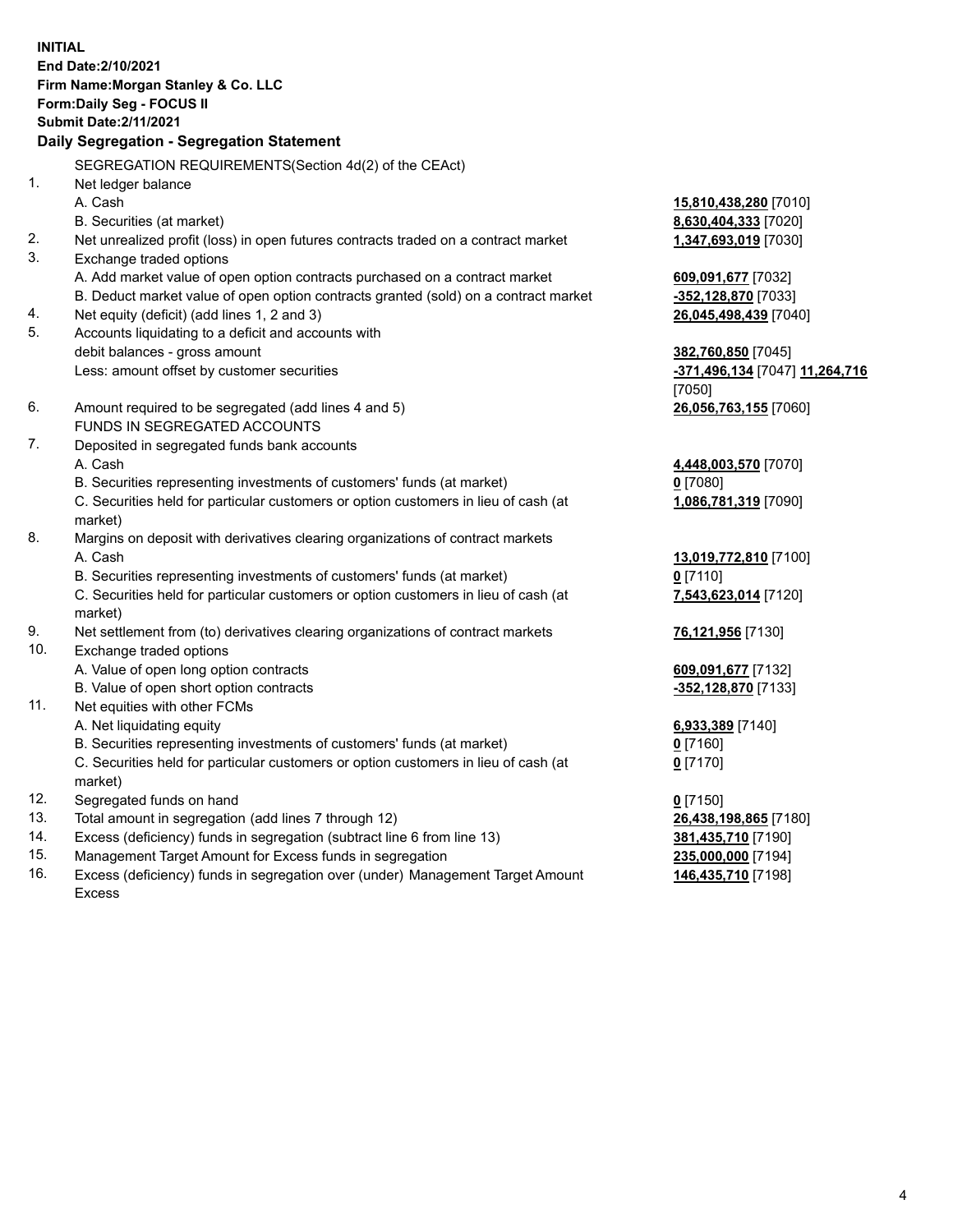**INITIAL**
**End Date:2/10/2021**
**Firm Name:Morgan Stanley & Co. LLC**
**Form:Daily Seg - FOCUS II**
**Submit Date:2/11/2021**

**Daily Segregation - Segregation Statement**

| | | |
|---|---|---|
| | SEGREGATION REQUIREMENTS(Section 4d(2) of the CEAct) | |
| 1. | Net ledger balance | |
| | A. Cash | **15,810,438,280** [7010] |
| | B. Securities (at market) | **8,630,404,333** [7020] |
| 2. | Net unrealized profit (loss) in open futures contracts traded on a contract market | **1,347,693,019** [7030] |
| 3. | Exchange traded options | |
| | A. Add market value of open option contracts purchased on a contract market | **609,091,677** [7032] |
| | B. Deduct market value of open option contracts granted (sold) on a contract market | **-352,128,870** [7033] |
| 4. | Net equity (deficit) (add lines 1, 2 and 3) | **26,045,498,439** [7040] |
| 5. | Accounts liquidating to a deficit and accounts with debit balances - gross amount | **382,760,850** [7045] |
| | Less: amount offset by customer securities | **-371,496,134** [7047] **11,264,716** [7050] |
| 6. | Amount required to be segregated (add lines 4 and 5) | **26,056,763,155** [7060] |
| | FUNDS IN SEGREGATED ACCOUNTS | |
| 7. | Deposited in segregated funds bank accounts | |
| | A. Cash | **4,448,003,570** [7070] |
| | B. Securities representing investments of customers' funds (at market) | **0** [7080] |
| | C. Securities held for particular customers or option customers in lieu of cash (at market) | **1,086,781,319** [7090] |
| 8. | Margins on deposit with derivatives clearing organizations of contract markets | |
| | A. Cash | **13,019,772,810** [7100] |
| | B. Securities representing investments of customers' funds (at market) | **0** [7110] |
| | C. Securities held for particular customers or option customers in lieu of cash (at market) | **7,543,623,014** [7120] |
| 9. | Net settlement from (to) derivatives clearing organizations of contract markets | **76,121,956** [7130] |
| 10. | Exchange traded options | |
| | A. Value of open long option contracts | **609,091,677** [7132] |
| | B. Value of open short option contracts | **-352,128,870** [7133] |
| 11. | Net equities with other FCMs | |
| | A. Net liquidating equity | **6,933,389** [7140] |
| | B. Securities representing investments of customers' funds (at market) | **0** [7160] |
| | C. Securities held for particular customers or option customers in lieu of cash (at market) | **0** [7170] |
| 12. | Segregated funds on hand | **0** [7150] |
| 13. | Total amount in segregation (add lines 7 through 12) | **26,438,198,865** [7180] |
| 14. | Excess (deficiency) funds in segregation (subtract line 6 from line 13) | **381,435,710** [7190] |
| 15. | Management Target Amount for Excess funds in segregation | **235,000,000** [7194] |
| 16. | Excess (deficiency) funds in segregation over (under) Management Target Amount Excess | **146,435,710** [7198] |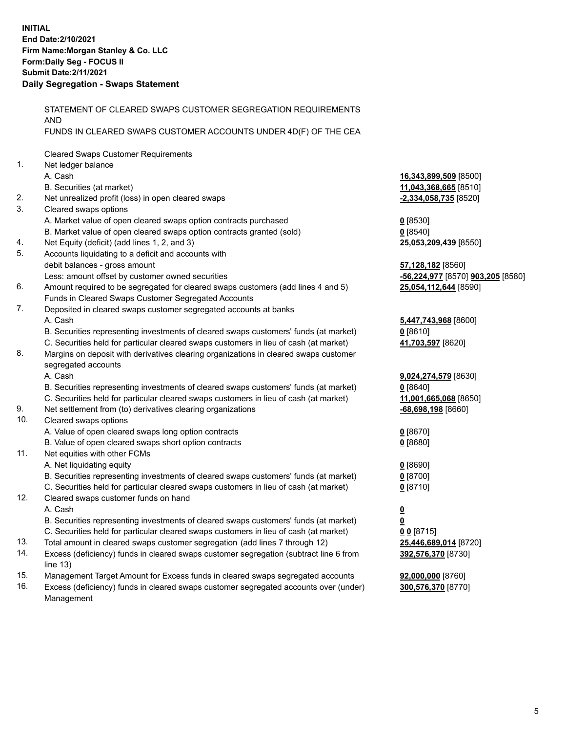**INITIAL**
**End Date:2/10/2021**
**Firm Name:Morgan Stanley & Co. LLC**
**Form:Daily Seg - FOCUS II**
**Submit Date:2/11/2021**
**Daily Segregation - Swaps Statement**

STATEMENT OF CLEARED SWAPS CUSTOMER SEGREGATION REQUIREMENTS AND FUNDS IN CLEARED SWAPS CUSTOMER ACCOUNTS UNDER 4D(F) OF THE CEA

| | | |
|---|---|---|
| | Cleared Swaps Customer Requirements | |
| 1. | Net ledger balance | |
| | A. Cash | **16,343,899,509** [8500] |
| | B. Securities (at market) | **11,043,368,665** [8510] |
| 2. | Net unrealized profit (loss) in open cleared swaps | **-2,334,058,735** [8520] |
| 3. | Cleared swaps options | |
| | A. Market value of open cleared swaps option contracts purchased | **0** [8530] |
| | B. Market value of open cleared swaps option contracts granted (sold) | **0** [8540] |
| 4. | Net Equity (deficit) (add lines 1, 2, and 3) | **25,053,209,439** [8550] |
| 5. | Accounts liquidating to a deficit and accounts with debit balances - gross amount | **57,128,182** [8560] |
| | Less: amount offset by customer owned securities | **-56,224,977** [8570] **903,205** [8580] |
| 6. | Amount required to be segregated for cleared swaps customers (add lines 4 and 5) | **25,054,112,644** [8590] |
| | Funds in Cleared Swaps Customer Segregated Accounts | |
| 7. | Deposited in cleared swaps customer segregated accounts at banks | |
| | A. Cash | **5,447,743,968** [8600] |
| | B. Securities representing investments of cleared swaps customers' funds (at market) | **0** [8610] |
| | C. Securities held for particular cleared swaps customers in lieu of cash (at market) | **41,703,597** [8620] |
| 8. | Margins on deposit with derivatives clearing organizations in cleared swaps customer segregated accounts | |
| | A. Cash | **9,024,274,579** [8630] |
| | B. Securities representing investments of cleared swaps customers' funds (at market) | **0** [8640] |
| | C. Securities held for particular cleared swaps customers in lieu of cash (at market) | **11,001,665,068** [8650] |
| 9. | Net settlement from (to) derivatives clearing organizations | **-68,698,198** [8660] |
| 10. | Cleared swaps options | |
| | A. Value of open cleared swaps long option contracts | **0** [8670] |
| | B. Value of open cleared swaps short option contracts | **0** [8680] |
| 11. | Net equities with other FCMs | |
| | A. Net liquidating equity | **0** [8690] |
| | B. Securities representing investments of cleared swaps customers' funds (at market) | **0** [8700] |
| | C. Securities held for particular cleared swaps customers in lieu of cash (at market) | **0** [8710] |
| 12. | Cleared swaps customer funds on hand | |
| | A. Cash | **0** |
| | B. Securities representing investments of cleared swaps customers' funds (at market) | **0** |
| | C. Securities held for particular cleared swaps customers in lieu of cash (at market) | **0** **0** [8715] |
| 13. | Total amount in cleared swaps customer segregation (add lines 7 through 12) | **25,446,689,014** [8720] |
| 14. | Excess (deficiency) funds in cleared swaps customer segregation (subtract line 6 from line 13) | **392,576,370** [8730] |
| 15. | Management Target Amount for Excess funds in cleared swaps segregated accounts | **92,000,000** [8760] |
| 16. | Excess (deficiency) funds in cleared swaps customer segregated accounts over (under) Management | **300,576,370** [8770] |